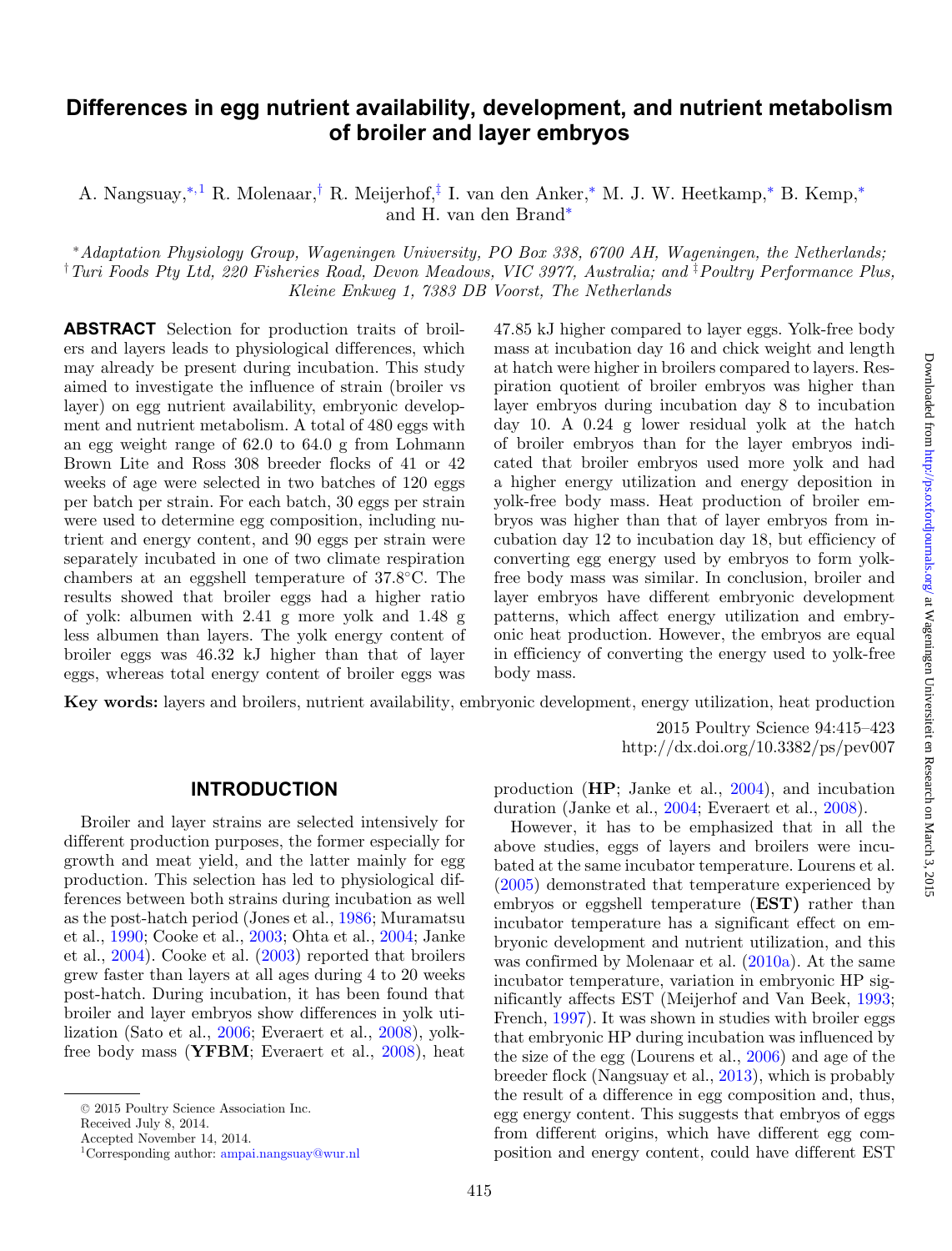# Differences in egg nutrient availability, development, and nutrient metabolism of broiler and layer embryos

A. Nangsuay,[*,1] R. Molenaar,[†] R. Meijerhof,[‡] I. van den Anker,[*] M. J. W. Heetkamp,[*] B. Kemp,[*] and H. van den Brand[*]

[*]*Adaptation Physiology Group, Wageningen University, PO Box 338, 6700 AH, Wageningen, the Netherlands;* [†]*Turi Foods Pty Ltd, 220 Fisheries Road, Devon Meadows, VIC 3977, Australia; and* [‡]*Poultry Performance Plus, Kleine Enkweg 1, 7383 DB Voorst, The Netherlands*

**ABSTRACT** Selection for production traits of broilers and layers leads to physiological differences, which may already be present during incubation. This study aimed to investigate the influence of strain (broiler vs layer) on egg nutrient availability, embryonic development and nutrient metabolism. A total of 480 eggs with an egg weight range of 62.0 to 64.0 g from Lohmann Brown Lite and Ross 308 breeder flocks of 41 or 42 weeks of age were selected in two batches of 120 eggs per batch per strain. For each batch, 30 eggs per strain were used to determine egg composition, including nutrient and energy content, and 90 eggs per strain were separately incubated in one of two climate respiration chambers at an eggshell temperature of 37.8°C. The results showed that broiler eggs had a higher ratio of yolk: albumen with 2.41 g more yolk and 1.48 g less albumen than layers. The yolk energy content of broiler eggs was 46.32 kJ higher than that of layer eggs, whereas total energy content of broiler eggs was 47.85 kJ higher compared to layer eggs. Yolk-free body mass at incubation day 16 and chick weight and length at hatch were higher in broilers compared to layers. Respiration quotient of broiler embryos was higher than layer embryos during incubation day 8 to incubation day 10. A 0.24 g lower residual yolk at the hatch of broiler embryos than for the layer embryos indicated that broiler embryos used more yolk and had a higher energy utilization and energy deposition in yolk-free body mass. Heat production of broiler embryos was higher than that of layer embryos from incubation day 12 to incubation day 18, but efficiency of converting egg energy used by embryos to form yolk-free body mass was similar. In conclusion, broiler and layer embryos have different embryonic development patterns, which affect energy utilization and embryonic heat production. However, the embryos are equal in efficiency of converting the energy used to yolk-free body mass.

**Key words:** layers and broilers, nutrient availability, embryonic development, energy utilization, heat production

2015 Poultry Science 94:415–423
http://dx.doi.org/10.3382/ps/pev007

## INTRODUCTION

Broiler and layer strains are selected intensively for different production purposes, the former especially for growth and meat yield, and the latter mainly for egg production. This selection has led to physiological differences between both strains during incubation as well as the post-hatch period (Jones et al., 1986; Muramatsu et al., 1990; Cooke et al., 2003; Ohta et al., 2004; Janke et al., 2004). Cooke et al. (2003) reported that broilers grew faster than layers at all ages during 4 to 20 weeks post-hatch. During incubation, it has been found that broiler and layer embryos show differences in yolk utilization (Sato et al., 2006; Everaert et al., 2008), yolk-free body mass (**YFBM**; Everaert et al., 2008), heat production (**HP**; Janke et al., 2004), and incubation duration (Janke et al., 2004; Everaert et al., 2008).

However, it has to be emphasized that in all the above studies, eggs of layers and broilers were incubated at the same incubator temperature. Lourens et al. (2005) demonstrated that temperature experienced by embryos or eggshell temperature (**EST**) rather than incubator temperature has a significant effect on embryonic development and nutrient utilization, and this was confirmed by Molenaar et al. (2010a). At the same incubator temperature, variation in embryonic HP significantly affects EST (Meijerhof and Van Beek, 1993; French, 1997). It was shown in studies with broiler eggs that embryonic HP during incubation was influenced by the size of the egg (Lourens et al., 2006) and age of the breeder flock (Nangsuay et al., 2013), which is probably the result of a difference in egg composition and, thus, egg energy content. This suggests that embryos of eggs from different origins, which have different egg composition and energy content, could have different EST

© 2015 Poultry Science Association Inc.
Received July 8, 2014.
Accepted November 14, 2014.
[1]Corresponding author: ampai.nangsuay@wur.nl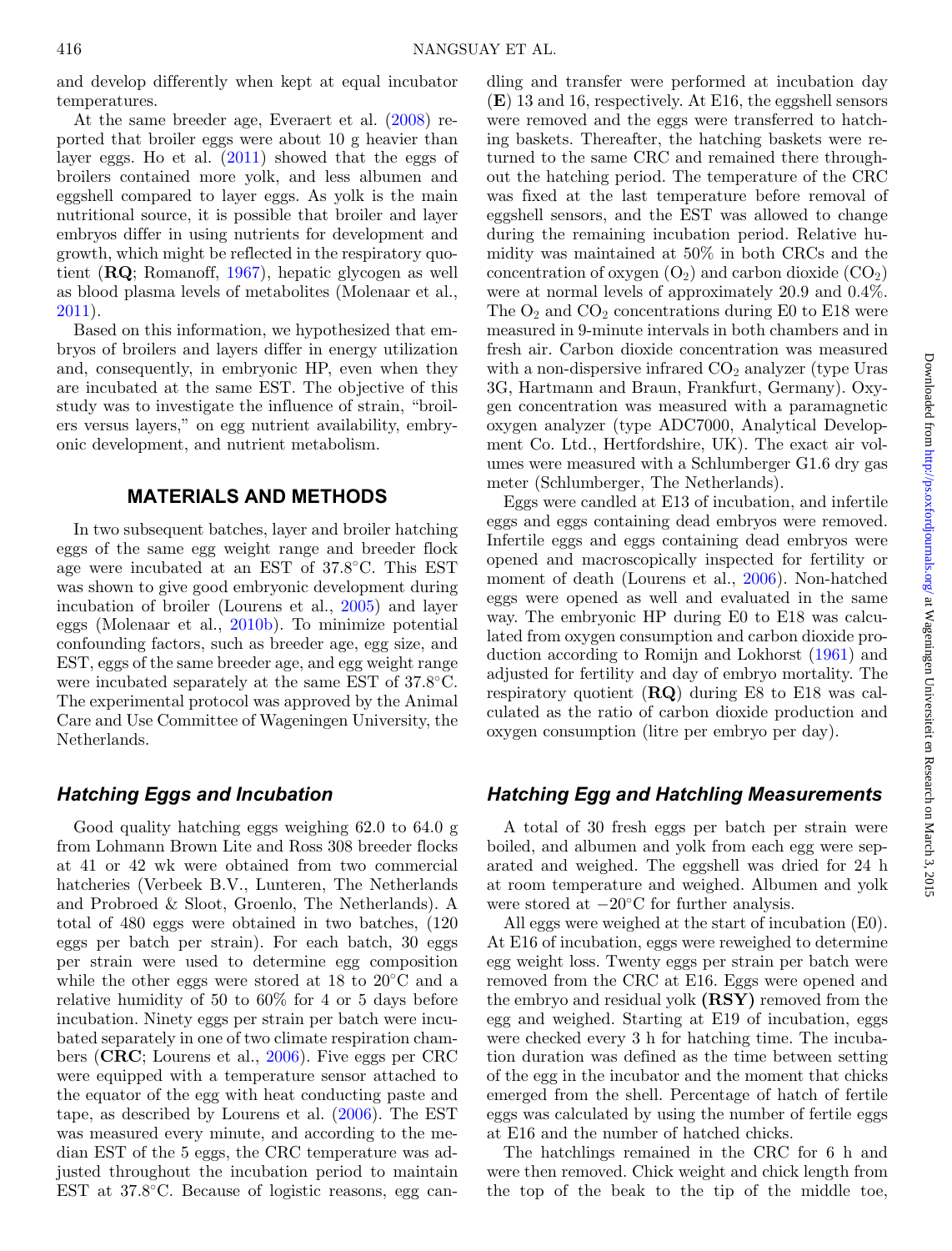and develop differently when kept at equal incubator temperatures.

At the same breeder age, Everaert et al. (2008) reported that broiler eggs were about 10 g heavier than layer eggs. Ho et al. (2011) showed that the eggs of broilers contained more yolk, and less albumen and eggshell compared to layer eggs. As yolk is the main nutritional source, it is possible that broiler and layer embryos differ in using nutrients for development and growth, which might be reflected in the respiratory quotient (**RQ**; Romanoff, 1967), hepatic glycogen as well as blood plasma levels of metabolites (Molenaar et al., 2011).

Based on this information, we hypothesized that embryos of broilers and layers differ in energy utilization and, consequently, in embryonic HP, even when they are incubated at the same EST. The objective of this study was to investigate the influence of strain, "broilers versus layers," on egg nutrient availability, embryonic development, and nutrient metabolism.

## MATERIALS AND METHODS

In two subsequent batches, layer and broiler hatching eggs of the same egg weight range and breeder flock age were incubated at an EST of 37.8°C. This EST was shown to give good embryonic development during incubation of broiler (Lourens et al., 2005) and layer eggs (Molenaar et al., 2010b). To minimize potential confounding factors, such as breeder age, egg size, and EST, eggs of the same breeder age, and egg weight range were incubated separately at the same EST of 37.8°C. The experimental protocol was approved by the Animal Care and Use Committee of Wageningen University, the Netherlands.

### *Hatching Eggs and Incubation*

Good quality hatching eggs weighing 62.0 to 64.0 g from Lohmann Brown Lite and Ross 308 breeder flocks at 41 or 42 wk were obtained from two commercial hatcheries (Verbeek B.V., Lunteren, The Netherlands and Probroed & Sloot, Groenlo, The Netherlands). A total of 480 eggs were obtained in two batches, (120 eggs per batch per strain). For each batch, 30 eggs per strain were used to determine egg composition while the other eggs were stored at 18 to 20°C and a relative humidity of 50 to 60% for 4 or 5 days before incubation. Ninety eggs per strain per batch were incubated separately in one of two climate respiration chambers (**CRC**; Lourens et al., 2006). Five eggs per CRC were equipped with a temperature sensor attached to the equator of the egg with heat conducting paste and tape, as described by Lourens et al. (2006). The EST was measured every minute, and according to the median EST of the 5 eggs, the CRC temperature was adjusted throughout the incubation period to maintain EST at 37.8°C. Because of logistic reasons, egg candling and transfer were performed at incubation day (**E**) 13 and 16, respectively. At E16, the eggshell sensors were removed and the eggs were transferred to hatching baskets. Thereafter, the hatching baskets were returned to the same CRC and remained there throughout the hatching period. The temperature of the CRC was fixed at the last temperature before removal of eggshell sensors, and the EST was allowed to change during the remaining incubation period. Relative humidity was maintained at 50% in both CRCs and the concentration of oxygen ($O_2$) and carbon dioxide ($CO_2$) were at normal levels of approximately 20.9 and 0.4%. The $O_2$ and $CO_2$ concentrations during E0 to E18 were measured in 9-minute intervals in both chambers and in fresh air. Carbon dioxide concentration was measured with a non-dispersive infrared $CO_2$ analyzer (type Uras 3G, Hartmann and Braun, Frankfurt, Germany). Oxygen concentration was measured with a paramagnetic oxygen analyzer (type ADC7000, Analytical Development Co. Ltd., Hertfordshire, UK). The exact air volumes were measured with a Schlumberger G1.6 dry gas meter (Schlumberger, The Netherlands).

Eggs were candled at E13 of incubation, and infertile eggs and eggs containing dead embryos were removed. Infertile eggs and eggs containing dead embryos were opened and macroscopically inspected for fertility or moment of death (Lourens et al., 2006). Non-hatched eggs were opened as well and evaluated in the same way. The embryonic HP during E0 to E18 was calculated from oxygen consumption and carbon dioxide production according to Romijn and Lokhorst (1961) and adjusted for fertility and day of embryo mortality. The respiratory quotient (**RQ**) during E8 to E18 was calculated as the ratio of carbon dioxide production and oxygen consumption (litre per embryo per day).

### *Hatching Egg and Hatchling Measurements*

A total of 30 fresh eggs per batch per strain were boiled, and albumen and yolk from each egg were separated and weighed. The eggshell was dried for 24 h at room temperature and weighed. Albumen and yolk were stored at −20°C for further analysis.

All eggs were weighed at the start of incubation (E0). At E16 of incubation, eggs were reweighed to determine egg weight loss. Twenty eggs per strain per batch were removed from the CRC at E16. Eggs were opened and the embryo and residual yolk **(RSY)** removed from the egg and weighed. Starting at E19 of incubation, eggs were checked every 3 h for hatching time. The incubation duration was defined as the time between setting of the egg in the incubator and the moment that chicks emerged from the shell. Percentage of hatch of fertile eggs was calculated by using the number of fertile eggs at E16 and the number of hatched chicks.

The hatchlings remained in the CRC for 6 h and were then removed. Chick weight and chick length from the top of the beak to the tip of the middle toe,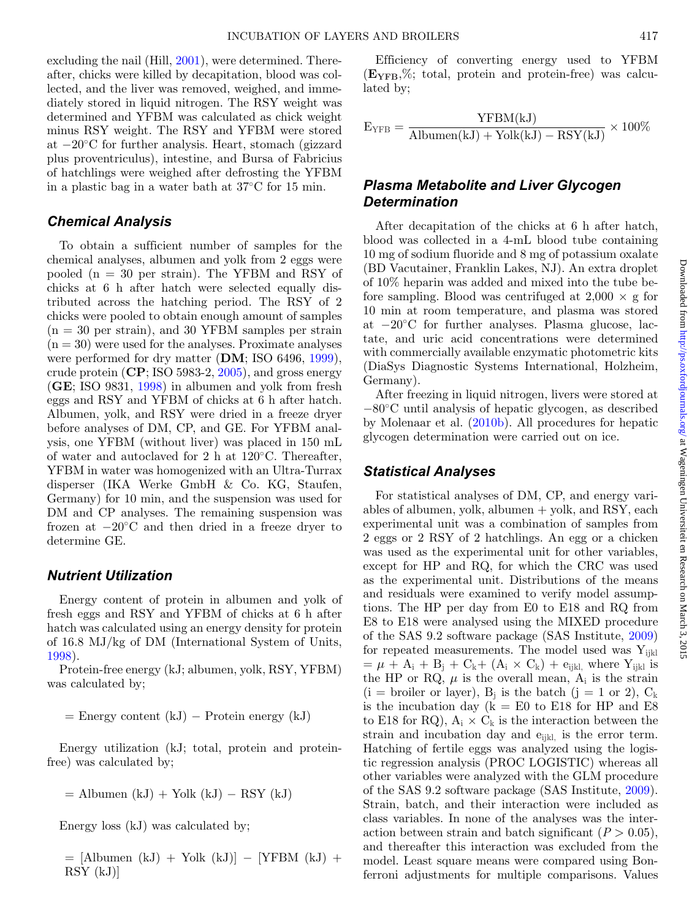excluding the nail (Hill, 2001), were determined. Thereafter, chicks were killed by decapitation, blood was collected, and the liver was removed, weighed, and immediately stored in liquid nitrogen. The RSY weight was determined and YFBM was calculated as chick weight minus RSY weight. The RSY and YFBM were stored at −20°C for further analysis. Heart, stomach (gizzard plus proventriculus), intestine, and Bursa of Fabricius of hatchlings were weighed after defrosting the YFBM in a plastic bag in a water bath at 37°C for 15 min.

## Chemical Analysis

To obtain a sufficient number of samples for the chemical analyses, albumen and yolk from 2 eggs were pooled (n = 30 per strain). The YFBM and RSY of chicks at 6 h after hatch were selected equally distributed across the hatching period. The RSY of 2 chicks were pooled to obtain enough amount of samples (n = 30 per strain), and 30 YFBM samples per strain (n = 30) were used for the analyses. Proximate analyses were performed for dry matter (**DM**; ISO 6496, 1999), crude protein (**CP**; ISO 5983-2, 2005), and gross energy (**GE**; ISO 9831, 1998) in albumen and yolk from fresh eggs and RSY and YFBM of chicks at 6 h after hatch. Albumen, yolk, and RSY were dried in a freeze dryer before analyses of DM, CP, and GE. For YFBM analysis, one YFBM (without liver) was placed in 150 mL of water and autoclaved for 2 h at 120°C. Thereafter, YFBM in water was homogenized with an Ultra-Turrax disperser (IKA Werke GmbH & Co. KG, Staufen, Germany) for 10 min, and the suspension was used for DM and CP analyses. The remaining suspension was frozen at −20°C and then dried in a freeze dryer to determine GE.

## Nutrient Utilization

Energy content of protein in albumen and yolk of fresh eggs and RSY and YFBM of chicks at 6 h after hatch was calculated using an energy density for protein of 16.8 MJ/kg of DM (International System of Units, 1998).

Protein-free energy (kJ; albumen, yolk, RSY, YFBM) was calculated by;

$$= \text{Energy content (kJ)} - \text{Protein energy (kJ)}$$

Energy utilization (kJ; total, protein and protein-free) was calculated by;

$$= \text{Albumen (kJ)} + \text{Yolk (kJ)} - \text{RSY (kJ)}$$

Energy loss (kJ) was calculated by;

$$= [\text{Albumen (kJ)} + \text{Yolk (kJ)}] - [\text{YFBM (kJ)} + \text{RSY (kJ)}]$$

Efficiency of converting energy used to YFBM (**$E_{YFB}$**,%; total, protein and protein-free) was calculated by;

$$E_{YFB} = \frac{\text{YFBM(kJ)}}{\text{Albumen(kJ)} + \text{Yolk(kJ)} - \text{RSY(kJ)}} \times 100\%$$

## Plasma Metabolite and Liver Glycogen Determination

After decapitation of the chicks at 6 h after hatch, blood was collected in a 4-mL blood tube containing 10 mg of sodium fluoride and 8 mg of potassium oxalate (BD Vacutainer, Franklin Lakes, NJ). An extra droplet of 10% heparin was added and mixed into the tube before sampling. Blood was centrifuged at 2,000 × g for 10 min at room temperature, and plasma was stored at −20°C for further analyses. Plasma glucose, lactate, and uric acid concentrations were determined with commercially available enzymatic photometric kits (DiaSys Diagnostic Systems International, Holzheim, Germany).

After freezing in liquid nitrogen, livers were stored at −80°C until analysis of hepatic glycogen, as described by Molenaar et al. (2010b). All procedures for hepatic glycogen determination were carried out on ice.

## Statistical Analyses

For statistical analyses of DM, CP, and energy variables of albumen, yolk, albumen + yolk, and RSY, each experimental unit was a combination of samples from 2 eggs or 2 RSY of 2 hatchlings. An egg or a chicken was used as the experimental unit for other variables, except for HP and RQ, for which the CRC was used as the experimental unit. Distributions of the means and residuals were examined to verify model assumptions. The HP per day from E0 to E18 and RQ from E8 to E18 were analysed using the MIXED procedure of the SAS 9.2 software package (SAS Institute, 2009) for repeated measurements. The model used was $Y_{ijkl} = \mu + A_i + B_j + C_k + (A_i \times C_k) + e_{ijkl}$, where $Y_{ijkl}$ is the HP or RQ, $\mu$ is the overall mean, $A_i$ is the strain (i = broiler or layer), $B_j$ is the batch (j = 1 or 2), $C_k$ is the incubation day (k = E0 to E18 for HP and E8 to E18 for RQ), $A_i \times C_k$ is the interaction between the strain and incubation day and $e_{ijkl}$ is the error term. Hatching of fertile eggs was analyzed using the logistic regression analysis (PROC LOGISTIC) whereas all other variables were analyzed with the GLM procedure of the SAS 9.2 software package (SAS Institute, 2009). Strain, batch, and their interaction were included as class variables. In none of the analyses was the interaction between strain and batch significant ($P > 0.05$), and thereafter this interaction was excluded from the model. Least square means were compared using Bonferroni adjustments for multiple comparisons. Values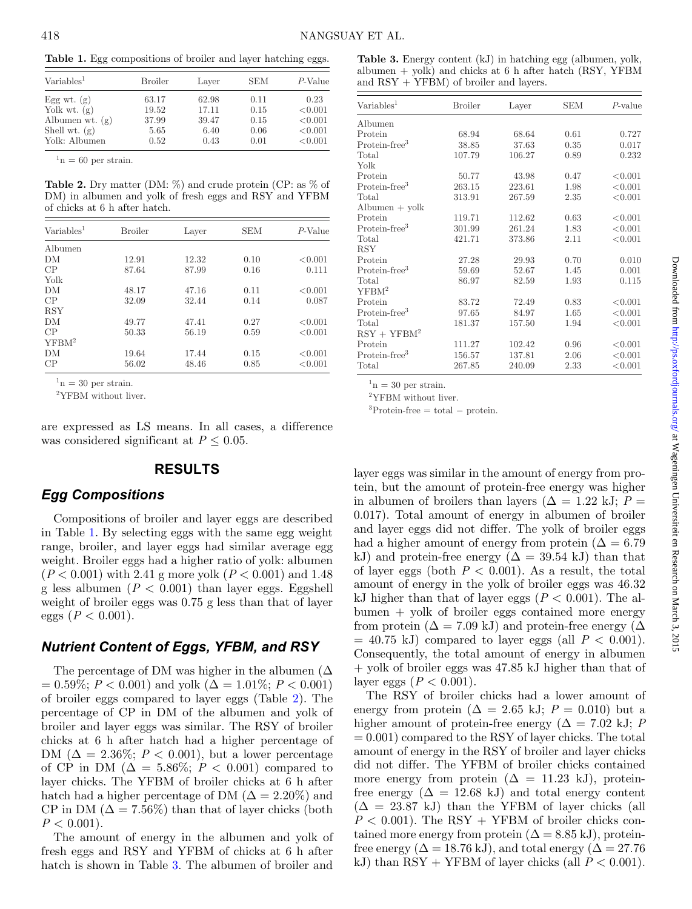**Table 1.** Egg compositions of broiler and layer hatching eggs.

| Variables[1] | Broiler | Layer | SEM | $P$-Value |
|---|---|---|---|---|
| Egg wt. (g) | 63.17 | 62.98 | 0.11 | 0.23 |
| Yolk wt. (g) | 19.52 | 17.11 | 0.15 | <0.001 |
| Albumen wt. (g) | 37.99 | 39.47 | 0.15 | <0.001 |
| Shell wt. (g) | 5.65 | 6.40 | 0.06 | <0.001 |
| Yolk: Albumen | 0.52 | 0.43 | 0.01 | <0.001 |

[1]n = 60 per strain.

**Table 2.** Dry matter (DM: %) and crude protein (CP: as % of DM) in albumen and yolk of fresh eggs and RSY and YFBM of chicks at 6 h after hatch.

| Variables[1] | Broiler | Layer | SEM | $P$-Value |
|---|---|---|---|---|
| Albumen | | | | |
| DM | 12.91 | 12.32 | 0.10 | <0.001 |
| CP | 87.64 | 87.99 | 0.16 | 0.111 |
| Yolk | | | | |
| DM | 48.17 | 47.16 | 0.11 | <0.001 |
| CP | 32.09 | 32.44 | 0.14 | 0.087 |
| RSY | | | | |
| DM | 49.77 | 47.41 | 0.27 | <0.001 |
| CP | 50.33 | 56.19 | 0.59 | <0.001 |
| YFBM[2] | | | | |
| DM | 19.64 | 17.44 | 0.15 | <0.001 |
| CP | 56.02 | 48.46 | 0.85 | <0.001 |

[1]n = 30 per strain.

[2]YFBM without liver.

are expressed as LS means. In all cases, a difference was considered significant at $P \leq 0.05$.

## RESULTS

### Egg Compositions

Compositions of broiler and layer eggs are described in Table 1. By selecting eggs with the same egg weight range, broiler, and layer eggs had similar average egg weight. Broiler eggs had a higher ratio of yolk: albumen ($P < 0.001$) with 2.41 g more yolk ($P < 0.001$) and 1.48 g less albumen ($P < 0.001$) than layer eggs. Eggshell weight of broiler eggs was 0.75 g less than that of layer eggs ($P < 0.001$).

### Nutrient Content of Eggs, YFBM, and RSY

The percentage of DM was higher in the albumen ($\Delta = 0.59\%$; $P < 0.001$) and yolk ($\Delta = 1.01\%$; $P < 0.001$) of broiler eggs compared to layer eggs (Table 2). The percentage of CP in DM of the albumen and yolk of broiler and layer eggs was similar. The RSY of broiler chicks at 6 h after hatch had a higher percentage of DM ($\Delta = 2.36\%$; $P < 0.001$), but a lower percentage of CP in DM ($\Delta = 5.86\%$; $P < 0.001$) compared to layer chicks. The YFBM of broiler chicks at 6 h after hatch had a higher percentage of DM ($\Delta = 2.20\%$) and CP in DM ($\Delta = 7.56\%$) than that of layer chicks (both $P < 0.001$).

The amount of energy in the albumen and yolk of fresh eggs and RSY and YFBM of chicks at 6 h after hatch is shown in Table 3. The albumen of broiler and layer eggs was similar in the amount of energy from protein, but the amount of protein-free energy was higher in albumen of broilers than layers ($\Delta = 1.22$ kJ; $P = 0.017$). Total amount of energy in albumen of broiler and layer eggs did not differ. The yolk of broiler eggs had a higher amount of energy from protein ($\Delta = 6.79$ kJ) and protein-free energy ($\Delta = 39.54$ kJ) than that of layer eggs (both $P < 0.001$). As a result, the total amount of energy in the yolk of broiler eggs was 46.32 kJ higher than that of layer eggs ($P < 0.001$). The albumen + yolk of broiler eggs contained more energy from protein ($\Delta = 7.09$ kJ) and protein-free energy ($\Delta = 40.75$ kJ) compared to layer eggs (all $P < 0.001$). Consequently, the total amount of energy in albumen + yolk of broiler eggs was 47.85 kJ higher than that of layer eggs ($P < 0.001$).

The RSY of broiler chicks had a lower amount of energy from protein ($\Delta = 2.65$ kJ; $P = 0.010$) but a higher amount of protein-free energy ($\Delta = 7.02$ kJ; $P = 0.001$) compared to the RSY of layer chicks. The total amount of energy in the RSY of broiler and layer chicks did not differ. The YFBM of broiler chicks contained more energy from protein ($\Delta = 11.23$ kJ), protein-free energy ($\Delta = 12.68$ kJ) and total energy content ($\Delta = 23.87$ kJ) than the YFBM of layer chicks (all $P < 0.001$). The RSY + YFBM of broiler chicks contained more energy from protein ($\Delta = 8.85$ kJ), protein-free energy ($\Delta = 18.76$ kJ), and total energy ($\Delta = 27.76$ kJ) than RSY + YFBM of layer chicks (all $P < 0.001$).

**Table 3.** Energy content (kJ) in hatching egg (albumen, yolk, albumen + yolk) and chicks at 6 h after hatch (RSY, YFBM and RSY + YFBM) of broiler and layers.

| Variables[1] | Broiler | Layer | SEM | $P$-value |
|---|---|---|---|---|
| Albumen | | | | |
| Protein | 68.94 | 68.64 | 0.61 | 0.727 |
| Protein-free[3] | 38.85 | 37.63 | 0.35 | 0.017 |
| Total | 107.79 | 106.27 | 0.89 | 0.232 |
| Yolk | | | | |
| Protein | 50.77 | 43.98 | 0.47 | <0.001 |
| Protein-free[3] | 263.15 | 223.61 | 1.98 | <0.001 |
| Total | 313.91 | 267.59 | 2.35 | <0.001 |
| Albumen + yolk | | | | |
| Protein | 119.71 | 112.62 | 0.63 | <0.001 |
| Protein-free[3] | 301.99 | 261.24 | 1.83 | <0.001 |
| Total | 421.71 | 373.86 | 2.11 | <0.001 |
| RSY | | | | |
| Protein | 27.28 | 29.93 | 0.70 | 0.010 |
| Protein-free[3] | 59.69 | 52.67 | 1.45 | 0.001 |
| Total | 86.97 | 82.59 | 1.93 | 0.115 |
| YFBM[2] | | | | |
| Protein | 83.72 | 72.49 | 0.83 | <0.001 |
| Protein-free[3] | 97.65 | 84.97 | 1.65 | <0.001 |
| Total | 181.37 | 157.50 | 1.94 | <0.001 |
| RSY + YFBM[2] | | | | |
| Protein | 111.27 | 102.42 | 0.96 | <0.001 |
| Protein-free[3] | 156.57 | 137.81 | 2.06 | <0.001 |
| Total | 267.85 | 240.09 | 2.33 | <0.001 |

[1]n = 30 per strain.

[2]YFBM without liver.

[3]Protein-free = total − protein.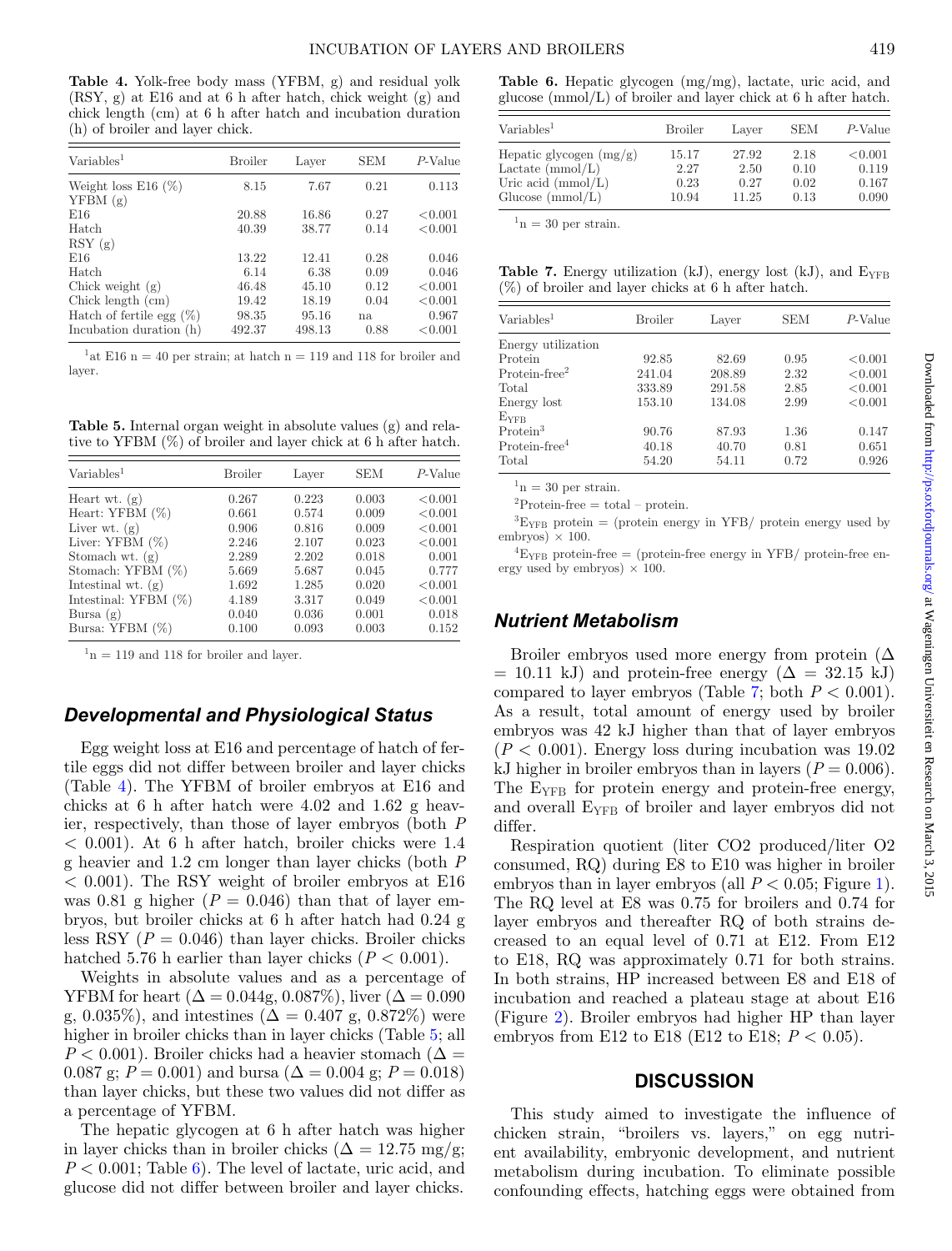**Table 4.** Yolk-free body mass (YFBM, g) and residual yolk (RSY, g) at E16 and at 6 h after hatch, chick weight (g) and chick length (cm) at 6 h after hatch and incubation duration (h) of broiler and layer chick.

| Variables[1] | Broiler | Layer | SEM | P-Value |
|---|---|---|---|---|
| Weight loss E16 (%) | 8.15 | 7.67 | 0.21 | 0.113 |
| YFBM (g) | | | | |
| E16 | 20.88 | 16.86 | 0.27 | <0.001 |
| Hatch | 40.39 | 38.77 | 0.14 | <0.001 |
| RSY (g) | | | | |
| E16 | 13.22 | 12.41 | 0.28 | 0.046 |
| Hatch | 6.14 | 6.38 | 0.09 | 0.046 |
| Chick weight (g) | 46.48 | 45.10 | 0.12 | <0.001 |
| Chick length (cm) | 19.42 | 18.19 | 0.04 | <0.001 |
| Hatch of fertile egg (%) | 98.35 | 95.16 | na | 0.967 |
| Incubation duration (h) | 492.37 | 498.13 | 0.88 | <0.001 |

[1]at E16 n = 40 per strain; at hatch n = 119 and 118 for broiler and layer.

**Table 5.** Internal organ weight in absolute values (g) and relative to YFBM (%) of broiler and layer chick at 6 h after hatch.

| Variables[1] | Broiler | Layer | SEM | P-Value |
|---|---|---|---|---|
| Heart wt. (g) | 0.267 | 0.223 | 0.003 | <0.001 |
| Heart: YFBM (%) | 0.661 | 0.574 | 0.009 | <0.001 |
| Liver wt. (g) | 0.906 | 0.816 | 0.009 | <0.001 |
| Liver: YFBM (%) | 2.246 | 2.107 | 0.023 | <0.001 |
| Stomach wt. (g) | 2.289 | 2.202 | 0.018 | 0.001 |
| Stomach: YFBM (%) | 5.669 | 5.687 | 0.045 | 0.777 |
| Intestinal wt. (g) | 1.692 | 1.285 | 0.020 | <0.001 |
| Intestinal: YFBM (%) | 4.189 | 3.317 | 0.049 | <0.001 |
| Bursa (g) | 0.040 | 0.036 | 0.001 | 0.018 |
| Bursa: YFBM (%) | 0.100 | 0.093 | 0.003 | 0.152 |

[1]n = 119 and 118 for broiler and layer.

### Developmental and Physiological Status

Egg weight loss at E16 and percentage of hatch of fertile eggs did not differ between broiler and layer chicks (Table 4). The YFBM of broiler embryos at E16 and chicks at 6 h after hatch were 4.02 and 1.62 g heavier, respectively, than those of layer embryos (both $P < 0.001$). At 6 h after hatch, broiler chicks were 1.4 g heavier and 1.2 cm longer than layer chicks (both $P < 0.001$). The RSY weight of broiler embryos at E16 was 0.81 g higher ($P = 0.046$) than that of layer embryos, but broiler chicks at 6 h after hatch had 0.24 g less RSY ($P = 0.046$) than layer chicks. Broiler chicks hatched 5.76 h earlier than layer chicks ($P < 0.001$).

Weights in absolute values and as a percentage of YFBM for heart ($\Delta = 0.044$g, 0.087%), liver ($\Delta = 0.090$ g, 0.035%), and intestines ($\Delta = 0.407$ g, 0.872%) were higher in broiler chicks than in layer chicks (Table 5; all $P < 0.001$). Broiler chicks had a heavier stomach ($\Delta = 0.087$ g; $P = 0.001$) and bursa ($\Delta = 0.004$ g; $P = 0.018$) than layer chicks, but these two values did not differ as a percentage of YFBM.

The hepatic glycogen at 6 h after hatch was higher in layer chicks than in broiler chicks ($\Delta = 12.75$ mg/g; $P < 0.001$; Table 6). The level of lactate, uric acid, and glucose did not differ between broiler and layer chicks.

**Table 6.** Hepatic glycogen (mg/mg), lactate, uric acid, and glucose (mmol/L) of broiler and layer chick at 6 h after hatch.

| Variables[1] | Broiler | Layer | SEM | P-Value |
|---|---|---|---|---|
| Hepatic glycogen (mg/g) | 15.17 | 27.92 | 2.18 | <0.001 |
| Lactate (mmol/L) | 2.27 | 2.50 | 0.10 | 0.119 |
| Uric acid (mmol/L) | 0.23 | 0.27 | 0.02 | 0.167 |
| Glucose (mmol/L) | 10.94 | 11.25 | 0.13 | 0.090 |

[1]n = 30 per strain.

**Table 7.** Energy utilization (kJ), energy lost (kJ), and $E_{YFB}$ (%) of broiler and layer chicks at 6 h after hatch.

| Variables[1] | Broiler | Layer | SEM | P-Value |
|---|---|---|---|---|
| Energy utilization | | | | |
| Protein | 92.85 | 82.69 | 0.95 | <0.001 |
| Protein-free[2] | 241.04 | 208.89 | 2.32 | <0.001 |
| Total | 333.89 | 291.58 | 2.85 | <0.001 |
| Energy lost | 153.10 | 134.08 | 2.99 | <0.001 |
| $E_{YFB}$ | | | | |
| Protein[3] | 90.76 | 87.93 | 1.36 | 0.147 |
| Protein-free[4] | 40.18 | 40.70 | 0.81 | 0.651 |
| Total | 54.20 | 54.11 | 0.72 | 0.926 |

[1]n = 30 per strain.

[2]Protein-free = total – protein.

[3]$E_{YFB}$ protein = (protein energy in YFB/ protein energy used by embryos) × 100.

[4]$E_{YFB}$ protein-free = (protein-free energy in YFB/ protein-free energy used by embryos) × 100.

### Nutrient Metabolism

Broiler embryos used more energy from protein ($\Delta = 10.11$ kJ) and protein-free energy ($\Delta = 32.15$ kJ) compared to layer embryos (Table 7; both $P < 0.001$). As a result, total amount of energy used by broiler embryos was 42 kJ higher than that of layer embryos ($P < 0.001$). Energy loss during incubation was 19.02 kJ higher in broiler embryos than in layers ($P = 0.006$). The $E_{YFB}$ for protein energy and protein-free energy, and overall $E_{YFB}$ of broiler and layer embryos did not differ.

Respiration quotient (liter $CO_2$ produced/liter $O_2$ consumed, RQ) during E8 to E10 was higher in broiler embryos than in layer embryos (all $P < 0.05$; Figure 1). The RQ level at E8 was 0.75 for broilers and 0.74 for layer embryos and thereafter RQ of both strains decreased to an equal level of 0.71 at E12. From E12 to E18, RQ was approximately 0.71 for both strains. In both strains, HP increased between E8 and E18 of incubation and reached a plateau stage at about E16 (Figure 2). Broiler embryos had higher HP than layer embryos from E12 to E18 (E12 to E18; $P < 0.05$).

## DISCUSSION

This study aimed to investigate the influence of chicken strain, "broilers vs. layers," on egg nutrient availability, embryonic development, and nutrient metabolism during incubation. To eliminate possible confounding effects, hatching eggs were obtained from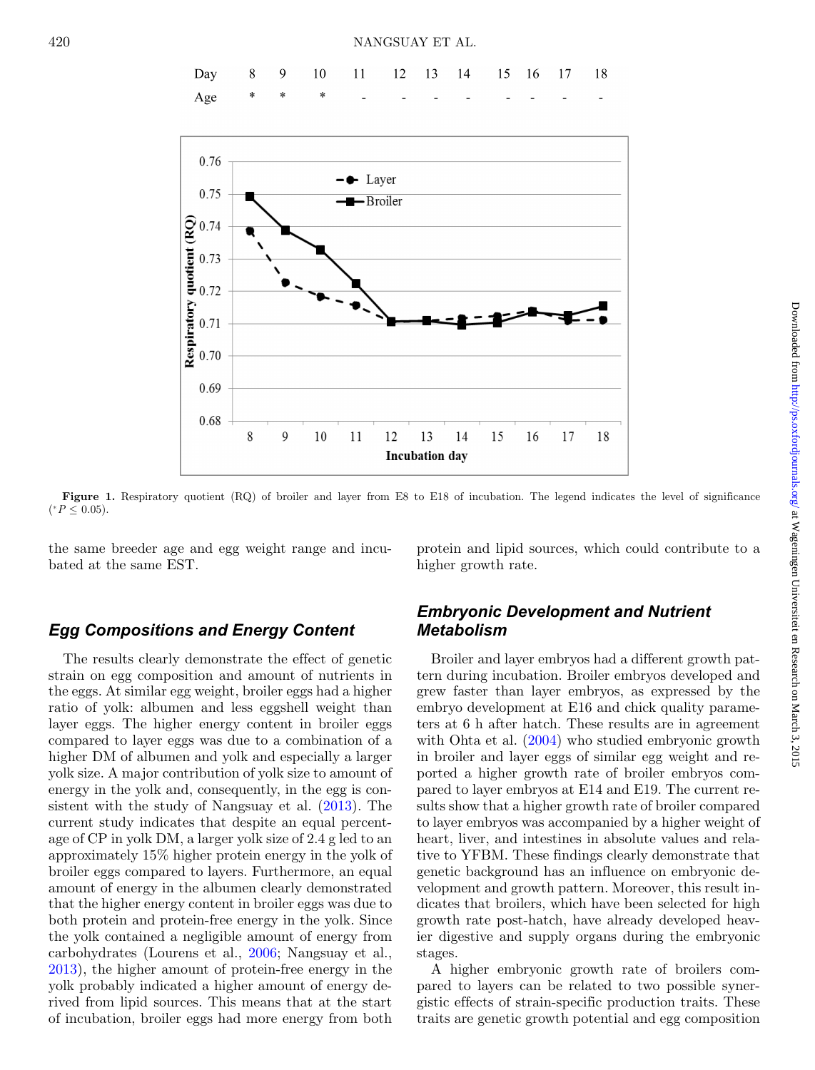| Day | 8 | 9 | 10 | 11 | 12 | 13 | 14 | 15 | 16 | 17 | 18 |
|---|---|---|---|---|---|---|---|---|---|---|---|
| Age | * | * | * | - | - | - | - | - | - | - | - |

**Figure 1.** Respiratory quotient (RQ) of broiler and layer from E8 to E18 of incubation. The legend indicates the level of significance ($^{*}P \leq 0.05$).

the same breeder age and egg weight range and incubated at the same EST.

## Egg Compositions and Energy Content

The results clearly demonstrate the effect of genetic strain on egg composition and amount of nutrients in the eggs. At similar egg weight, broiler eggs had a higher ratio of yolk: albumen and less eggshell weight than layer eggs. The higher energy content in broiler eggs compared to layer eggs was due to a combination of a higher DM of albumen and yolk and especially a larger yolk size. A major contribution of yolk size to amount of energy in the yolk and, consequently, in the egg is consistent with the study of Nangsuay et al. (2013). The current study indicates that despite an equal percentage of CP in yolk DM, a larger yolk size of 2.4 g led to an approximately 15% higher protein energy in the yolk of broiler eggs compared to layers. Furthermore, an equal amount of energy in the albumen clearly demonstrated that the higher energy content in broiler eggs was due to both protein and protein-free energy in the yolk. Since the yolk contained a negligible amount of energy from carbohydrates (Lourens et al., 2006; Nangsuay et al., 2013), the higher amount of protein-free energy in the yolk probably indicated a higher amount of energy derived from lipid sources. This means that at the start of incubation, broiler eggs had more energy from both protein and lipid sources, which could contribute to a higher growth rate.

## Embryonic Development and Nutrient Metabolism

Broiler and layer embryos had a different growth pattern during incubation. Broiler embryos developed and grew faster than layer embryos, as expressed by the embryo development at E16 and chick quality parameters at 6 h after hatch. These results are in agreement with Ohta et al. (2004) who studied embryonic growth in broiler and layer eggs of similar egg weight and reported a higher growth rate of broiler embryos compared to layer embryos at E14 and E19. The current results show that a higher growth rate of broiler compared to layer embryos was accompanied by a higher weight of heart, liver, and intestines in absolute values and relative to YFBM. These findings clearly demonstrate that genetic background has an influence on embryonic development and growth pattern. Moreover, this result indicates that broilers, which have been selected for high growth rate post-hatch, have already developed heavier digestive and supply organs during the embryonic stages.

A higher embryonic growth rate of broilers compared to layers can be related to two possible synergistic effects of strain-specific production traits. These traits are genetic growth potential and egg composition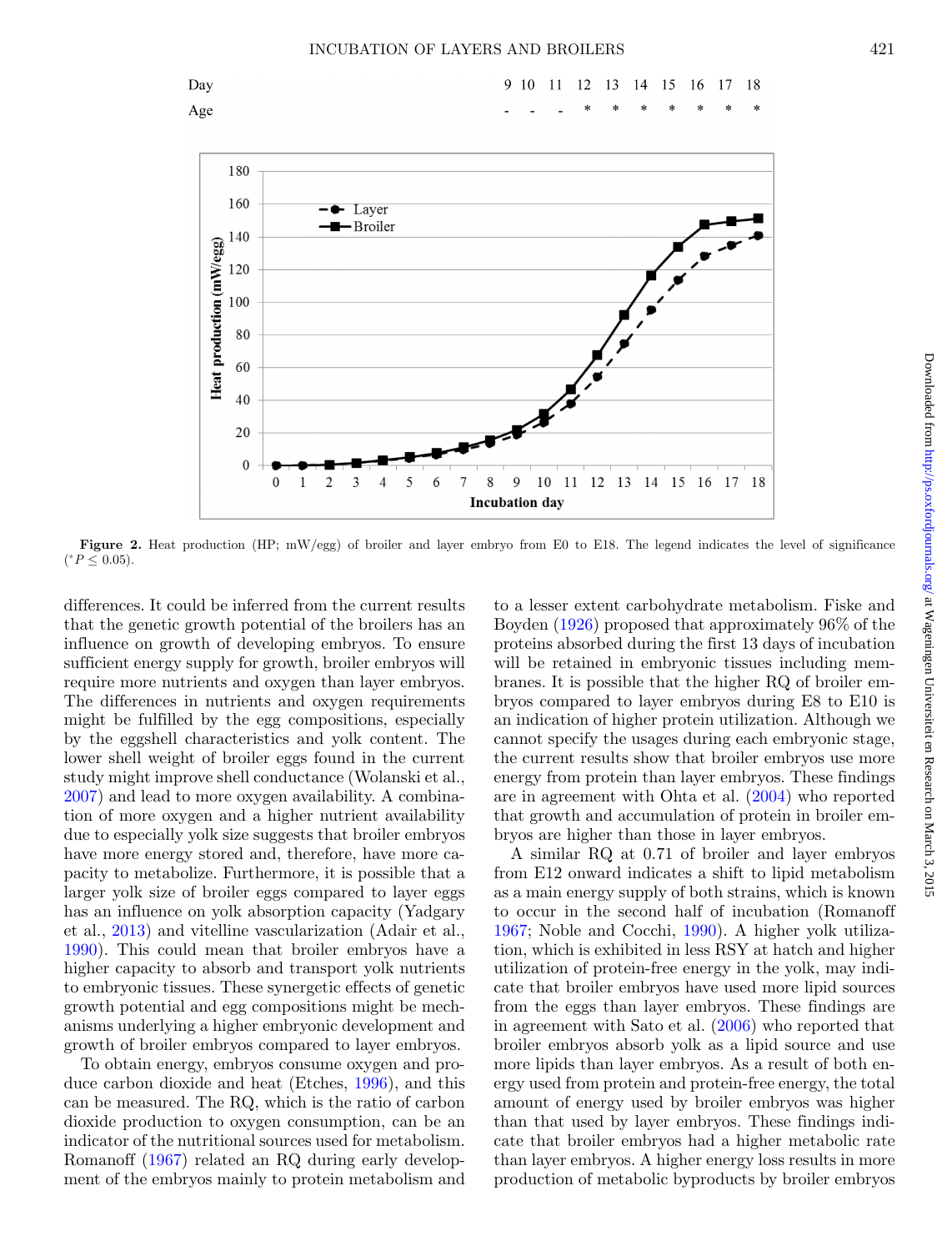| Day | 9 | 10 | 11 | 12 | 13 | 14 | 15 | 16 | 17 | 18 |
|---|---|---|---|---|---|---|---|---|---|---|
| Age | - | - | - | * | * | * | * | * | * | * |

**Figure 2.** Heat production (HP; mW/egg) of broiler and layer embryo from E0 to E18. The legend indicates the level of significance (*$P \leq 0.05$).

differences. It could be inferred from the current results that the genetic growth potential of the broilers has an influence on growth of developing embryos. To ensure sufficient energy supply for growth, broiler embryos will require more nutrients and oxygen than layer embryos. The differences in nutrients and oxygen requirements might be fulfilled by the egg compositions, especially by the eggshell characteristics and yolk content. The lower shell weight of broiler eggs found in the current study might improve shell conductance (Wolanski et al., 2007) and lead to more oxygen availability. A combination of more oxygen and a higher nutrient availability due to especially yolk size suggests that broiler embryos have more energy stored and, therefore, have more capacity to metabolize. Furthermore, it is possible that a larger yolk size of broiler eggs compared to layer eggs has an influence on yolk absorption capacity (Yadgary et al., 2013) and vitelline vascularization (Adair et al., 1990). This could mean that broiler embryos have a higher capacity to absorb and transport yolk nutrients to embryonic tissues. These synergetic effects of genetic growth potential and egg compositions might be mechanisms underlying a higher embryonic development and growth of broiler embryos compared to layer embryos.

To obtain energy, embryos consume oxygen and produce carbon dioxide and heat (Etches, 1996), and this can be measured. The RQ, which is the ratio of carbon dioxide production to oxygen consumption, can be an indicator of the nutritional sources used for metabolism. Romanoff (1967) related an RQ during early development of the embryos mainly to protein metabolism and to a lesser extent carbohydrate metabolism. Fiske and Boyden (1926) proposed that approximately 96% of the proteins absorbed during the first 13 days of incubation will be retained in embryonic tissues including membranes. It is possible that the higher RQ of broiler embryos compared to layer embryos during E8 to E10 is an indication of higher protein utilization. Although we cannot specify the usages during each embryonic stage, the current results show that broiler embryos use more energy from protein than layer embryos. These findings are in agreement with Ohta et al. (2004) who reported that growth and accumulation of protein in broiler embryos are higher than those in layer embryos.

A similar RQ at 0.71 of broiler and layer embryos from E12 onward indicates a shift to lipid metabolism as a main energy supply of both strains, which is known to occur in the second half of incubation (Romanoff 1967; Noble and Cocchi, 1990). A higher yolk utilization, which is exhibited in less RSY at hatch and higher utilization of protein-free energy in the yolk, may indicate that broiler embryos have used more lipid sources from the eggs than layer embryos. These findings are in agreement with Sato et al. (2006) who reported that broiler embryos absorb yolk as a lipid source and use more lipids than layer embryos. As a result of both energy used from protein and protein-free energy, the total amount of energy used by broiler embryos was higher than that used by layer embryos. These findings indicate that broiler embryos had a higher metabolic rate than layer embryos. A higher energy loss results in more production of metabolic byproducts by broiler embryos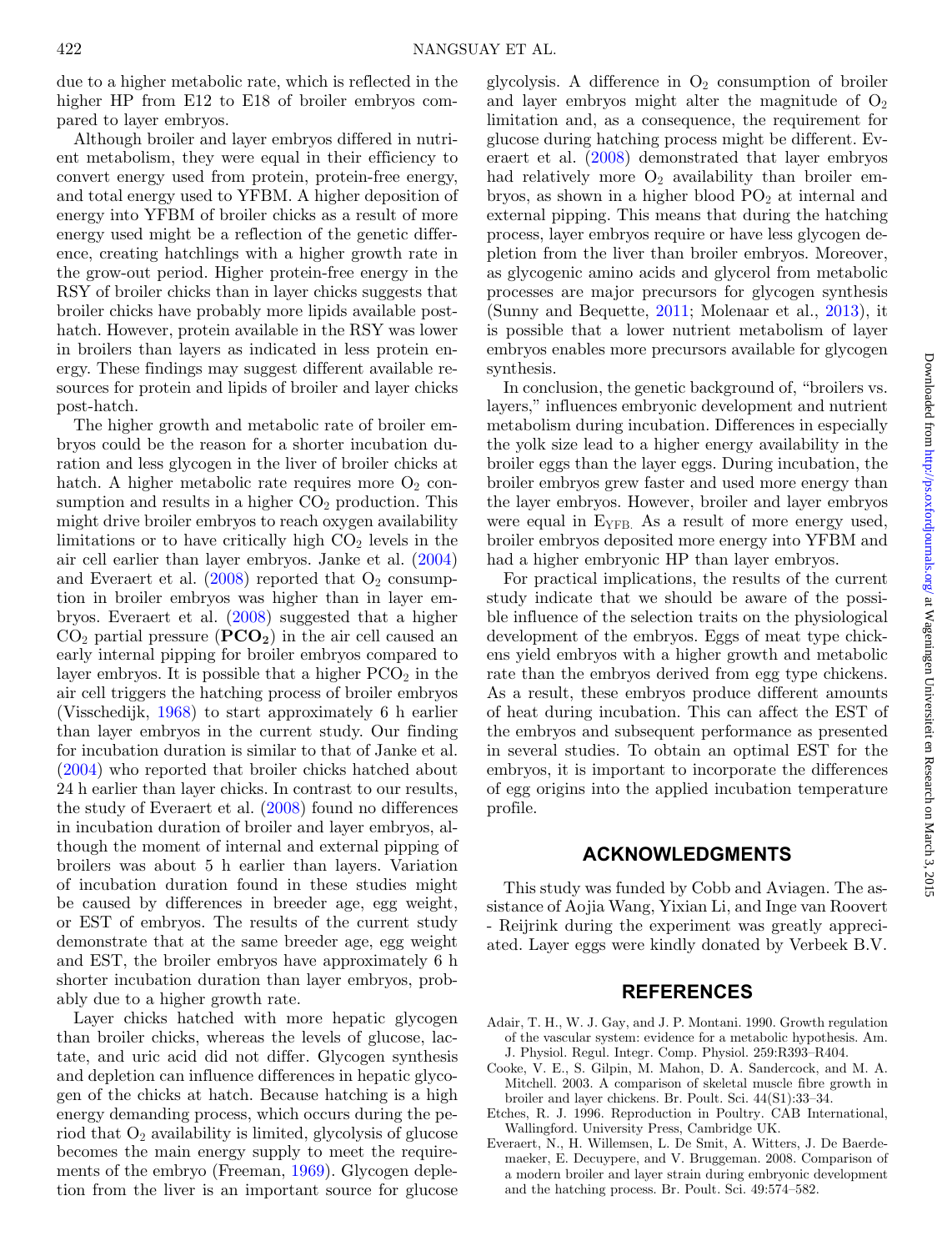due to a higher metabolic rate, which is reflected in the higher HP from E12 to E18 of broiler embryos compared to layer embryos.

Although broiler and layer embryos differed in nutrient metabolism, they were equal in their efficiency to convert energy used from protein, protein-free energy, and total energy used to YFBM. A higher deposition of energy into YFBM of broiler chicks as a result of more energy used might be a reflection of the genetic difference, creating hatchlings with a higher growth rate in the grow-out period. Higher protein-free energy in the RSY of broiler chicks than in layer chicks suggests that broiler chicks have probably more lipids available post-hatch. However, protein available in the RSY was lower in broilers than layers as indicated in less protein energy. These findings may suggest different available resources for protein and lipids of broiler and layer chicks post-hatch.

The higher growth and metabolic rate of broiler embryos could be the reason for a shorter incubation duration and less glycogen in the liver of broiler chicks at hatch. A higher metabolic rate requires more $O_2$ consumption and results in a higher $CO_2$ production. This might drive broiler embryos to reach oxygen availability limitations or to have critically high $CO_2$ levels in the air cell earlier than layer embryos. Janke et al. (2004) and Everaert et al. (2008) reported that $O_2$ consumption in broiler embryos was higher than in layer embryos. Everaert et al. (2008) suggested that a higher $CO_2$ partial pressure (**$PCO_2$**) in the air cell caused an early internal pipping for broiler embryos compared to layer embryos. It is possible that a higher $PCO_2$ in the air cell triggers the hatching process of broiler embryos (Visschedijk, 1968) to start approximately 6 h earlier than layer embryos in the current study. Our finding for incubation duration is similar to that of Janke et al. (2004) who reported that broiler chicks hatched about 24 h earlier than layer chicks. In contrast to our results, the study of Everaert et al. (2008) found no differences in incubation duration of broiler and layer embryos, although the moment of internal and external pipping of broilers was about 5 h earlier than layers. Variation of incubation duration found in these studies might be caused by differences in breeder age, egg weight, or EST of embryos. The results of the current study demonstrate that at the same breeder age, egg weight and EST, the broiler embryos have approximately 6 h shorter incubation duration than layer embryos, probably due to a higher growth rate.

Layer chicks hatched with more hepatic glycogen than broiler chicks, whereas the levels of glucose, lactate, and uric acid did not differ. Glycogen synthesis and depletion can influence differences in hepatic glycogen of the chicks at hatch. Because hatching is a high energy demanding process, which occurs during the period that $O_2$ availability is limited, glycolysis of glucose becomes the main energy supply to meet the requirements of the embryo (Freeman, 1969). Glycogen depletion from the liver is an important source for glucose glycolysis. A difference in $O_2$ consumption of broiler and layer embryos might alter the magnitude of $O_2$ limitation and, as a consequence, the requirement for glucose during hatching process might be different. Everaert et al. (2008) demonstrated that layer embryos had relatively more $O_2$ availability than broiler embryos, as shown in a higher blood $PO_2$ at internal and external pipping. This means that during the hatching process, layer embryos require or have less glycogen depletion from the liver than broiler embryos. Moreover, as glycogenic amino acids and glycerol from metabolic processes are major precursors for glycogen synthesis (Sunny and Bequette, 2011; Molenaar et al., 2013), it is possible that a lower nutrient metabolism of layer embryos enables more precursors available for glycogen synthesis.

In conclusion, the genetic background of, "broilers vs. layers," influences embryonic development and nutrient metabolism during incubation. Differences in especially the yolk size lead to a higher energy availability in the broiler eggs than the layer eggs. During incubation, the broiler embryos grew faster and used more energy than the layer embryos. However, broiler and layer embryos were equal in $E_{YFB.}$ As a result of more energy used, broiler embryos deposited more energy into YFBM and had a higher embryonic HP than layer embryos.

For practical implications, the results of the current study indicate that we should be aware of the possible influence of the selection traits on the physiological development of the embryos. Eggs of meat type chickens yield embryos with a higher growth and metabolic rate than the embryos derived from egg type chickens. As a result, these embryos produce different amounts of heat during incubation. This can affect the EST of the embryos and subsequent performance as presented in several studies. To obtain an optimal EST for the embryos, it is important to incorporate the differences of egg origins into the applied incubation temperature profile.

## ACKNOWLEDGMENTS

This study was funded by Cobb and Aviagen. The assistance of Aojia Wang, Yixian Li, and Inge van Roovert - Reijrink during the experiment was greatly appreciated. Layer eggs were kindly donated by Verbeek B.V.

## REFERENCES

Adair, T. H., W. J. Gay, and J. P. Montani. 1990. Growth regulation of the vascular system: evidence for a metabolic hypothesis. Am. J. Physiol. Regul. Integr. Comp. Physiol. 259:R393–R404.

Cooke, V. E., S. Gilpin, M. Mahon, D. A. Sandercock, and M. A. Mitchell. 2003. A comparison of skeletal muscle fibre growth in broiler and layer chickens. Br. Poult. Sci. 44(S1):33–34.

Etches, R. J. 1996. Reproduction in Poultry. CAB International, Wallingford. University Press, Cambridge UK.

Everaert, N., H. Willemsen, L. De Smit, A. Witters, J. De Baerdemaeker, E. Decuypere, and V. Bruggeman. 2008. Comparison of a modern broiler and layer strain during embryonic development and the hatching process. Br. Poult. Sci. 49:574–582.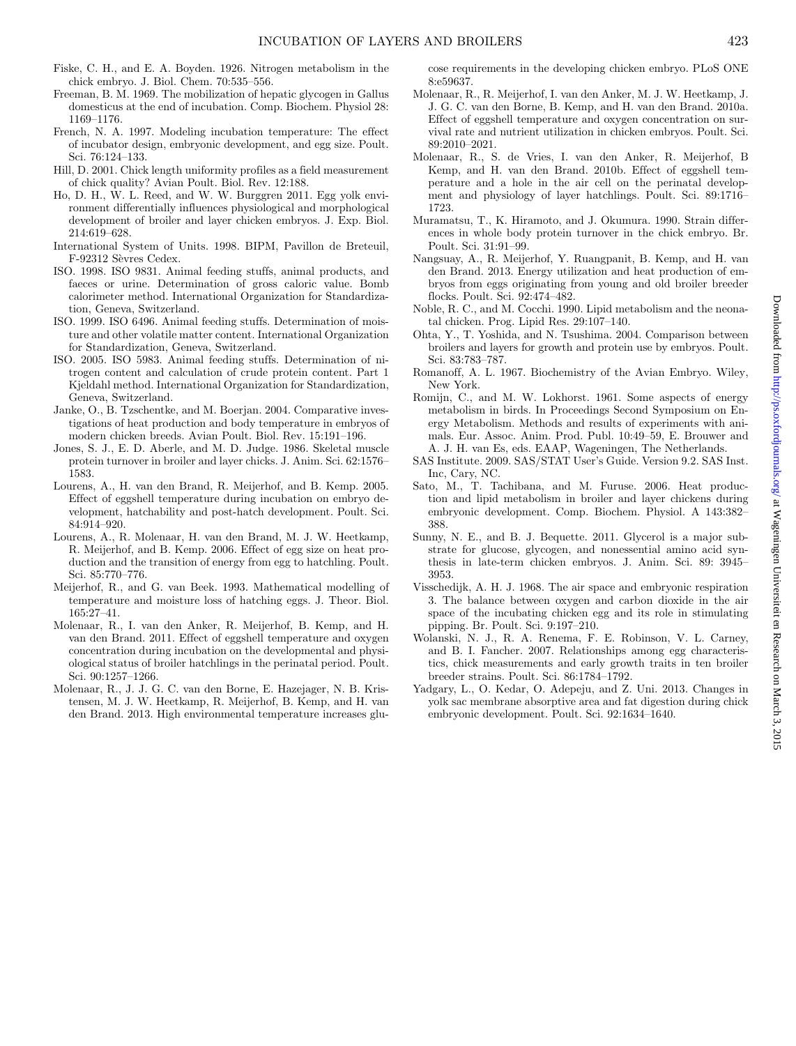Fiske, C. H., and E. A. Boyden. 1926. Nitrogen metabolism in the chick embryo. J. Biol. Chem. 70:535–556.

Freeman, B. M. 1969. The mobilization of hepatic glycogen in Gallus domesticus at the end of incubation. Comp. Biochem. Physiol 28: 1169–1176.

French, N. A. 1997. Modeling incubation temperature: The effect of incubator design, embryonic development, and egg size. Poult. Sci. 76:124–133.

Hill, D. 2001. Chick length uniformity profiles as a field measurement of chick quality? Avian Poult. Biol. Rev. 12:188.

Ho, D. H., W. L. Reed, and W. W. Burggren 2011. Egg yolk environment differentially influences physiological and morphological development of broiler and layer chicken embryos. J. Exp. Biol. 214:619–628.

International System of Units. 1998. BIPM, Pavillon de Breteuil, F-92312 Sèvres Cedex.

ISO. 1998. ISO 9831. Animal feeding stuffs, animal products, and faeces or urine. Determination of gross caloric value. Bomb calorimeter method. International Organization for Standardization, Geneva, Switzerland.

ISO. 1999. ISO 6496. Animal feeding stuffs. Determination of moisture and other volatile matter content. International Organization for Standardization, Geneva, Switzerland.

ISO. 2005. ISO 5983. Animal feeding stuffs. Determination of nitrogen content and calculation of crude protein content. Part 1 Kjeldahl method. International Organization for Standardization, Geneva, Switzerland.

Janke, O., B. Tzschentke, and M. Boerjan. 2004. Comparative investigations of heat production and body temperature in embryos of modern chicken breeds. Avian Poult. Biol. Rev. 15:191–196.

Jones, S. J., E. D. Aberle, and M. D. Judge. 1986. Skeletal muscle protein turnover in broiler and layer chicks. J. Anim. Sci. 62:1576–1583.

Lourens, A., H. van den Brand, R. Meijerhof, and B. Kemp. 2005. Effect of eggshell temperature during incubation on embryo development, hatchability and post-hatch development. Poult. Sci. 84:914–920.

Lourens, A., R. Molenaar, H. van den Brand, M. J. W. Heetkamp, R. Meijerhof, and B. Kemp. 2006. Effect of egg size on heat production and the transition of energy from egg to hatchling. Poult. Sci. 85:770–776.

Meijerhof, R., and G. van Beek. 1993. Mathematical modelling of temperature and moisture loss of hatching eggs. J. Theor. Biol. 165:27–41.

Molenaar, R., I. van den Anker, R. Meijerhof, B. Kemp, and H. van den Brand. 2011. Effect of eggshell temperature and oxygen concentration during incubation on the developmental and physiological status of broiler hatchlings in the perinatal period. Poult. Sci. 90:1257–1266.

Molenaar, R., J. J. G. C. van den Borne, E. Hazejager, N. B. Kristensen, M. J. W. Heetkamp, R. Meijerhof, B. Kemp, and H. van den Brand. 2013. High environmental temperature increases glucose requirements in the developing chicken embryo. PLoS ONE 8:e59637.

Molenaar, R., R. Meijerhof, I. van den Anker, M. J. W. Heetkamp, J. J. G. C. van den Borne, B. Kemp, and H. van den Brand. 2010a. Effect of eggshell temperature and oxygen concentration on survival rate and nutrient utilization in chicken embryos. Poult. Sci. 89:2010–2021.

Molenaar, R., S. de Vries, I. van den Anker, R. Meijerhof, B Kemp, and H. van den Brand. 2010b. Effect of eggshell temperature and a hole in the air cell on the perinatal development and physiology of layer hatchlings. Poult. Sci. 89:1716–1723.

Muramatsu, T., K. Hiramoto, and J. Okumura. 1990. Strain differences in whole body protein turnover in the chick embryo. Br. Poult. Sci. 31:91–99.

Nangsuay, A., R. Meijerhof, Y. Ruangpanit, B. Kemp, and H. van den Brand. 2013. Energy utilization and heat production of embryos from eggs originating from young and old broiler breeder flocks. Poult. Sci. 92:474–482.

Noble, R. C., and M. Cocchi. 1990. Lipid metabolism and the neonatal chicken. Prog. Lipid Res. 29:107–140.

Ohta, Y., T. Yoshida, and N. Tsushima. 2004. Comparison between broilers and layers for growth and protein use by embryos. Poult. Sci. 83:783–787.

Romanoff, A. L. 1967. Biochemistry of the Avian Embryo. Wiley, New York.

Romijn, C., and M. W. Lokhorst. 1961. Some aspects of energy metabolism in birds. In Proceedings Second Symposium on Energy Metabolism. Methods and results of experiments with animals. Eur. Assoc. Anim. Prod. Publ. 10:49–59, E. Brouwer and A. J. H. van Es, eds. EAAP, Wageningen, The Netherlands.

SAS Institute. 2009. SAS/STAT User's Guide. Version 9.2. SAS Inst. Inc, Cary, NC.

Sato, M., T. Tachibana, and M. Furuse. 2006. Heat production and lipid metabolism in broiler and layer chickens during embryonic development. Comp. Biochem. Physiol. A 143:382–388.

Sunny, N. E., and B. J. Bequette. 2011. Glycerol is a major substrate for glucose, glycogen, and nonessential amino acid synthesis in late-term chicken embryos. J. Anim. Sci. 89: 3945–3953.

Visschedijk, A. H. J. 1968. The air space and embryonic respiration 3. The balance between oxygen and carbon dioxide in the air space of the incubating chicken egg and its role in stimulating pipping. Br. Poult. Sci. 9:197–210.

Wolanski, N. J., R. A. Renema, F. E. Robinson, V. L. Carney, and B. I. Fancher. 2007. Relationships among egg characteristics, chick measurements and early growth traits in ten broiler breeder strains. Poult. Sci. 86:1784–1792.

Yadgary, L., O. Kedar, O. Adepeju, and Z. Uni. 2013. Changes in yolk sac membrane absorptive area and fat digestion during chick embryonic development. Poult. Sci. 92:1634–1640.